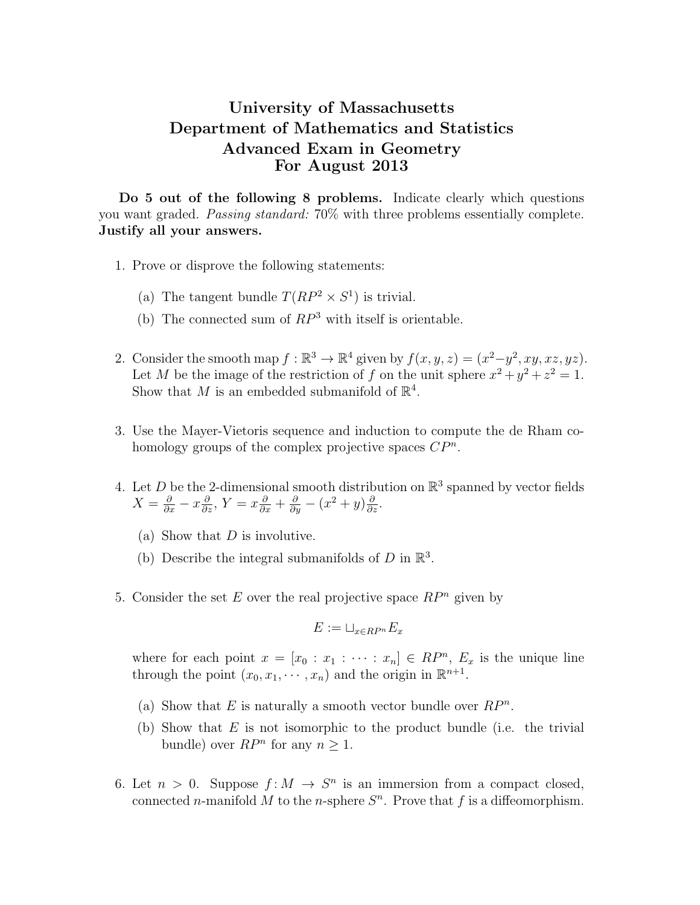# University of Massachusetts
# Department of Mathematics and Statistics
# Advanced Exam in Geometry
# For August 2013

**Do 5 out of the following 8 problems.** Indicate clearly which questions you want graded. *Passing standard:* 70% with three problems essentially complete. **Justify all your answers.**

1. Prove or disprove the following statements:

   (a) The tangent bundle $T(RP^2 \times S^1)$ is trivial.

   (b) The connected sum of $RP^3$ with itself is orientable.

2. Consider the smooth map $f : \mathbb{R}^3 \to \mathbb{R}^4$ given by $f(x, y, z) = (x^2 - y^2, xy, xz, yz)$. Let $M$ be the image of the restriction of $f$ on the unit sphere $x^2 + y^2 + z^2 = 1$. Show that $M$ is an embedded submanifold of $\mathbb{R}^4$.

3. Use the Mayer-Vietoris sequence and induction to compute the de Rham cohomology groups of the complex projective spaces $CP^n$.

4. Let $D$ be the 2-dimensional smooth distribution on $\mathbb{R}^3$ spanned by vector fields $X = \frac{\partial}{\partial x} - x\frac{\partial}{\partial z}$, $Y = x\frac{\partial}{\partial x} + \frac{\partial}{\partial y} - (x^2 + y)\frac{\partial}{\partial z}$.

   (a) Show that $D$ is involutive.

   (b) Describe the integral submanifolds of $D$ in $\mathbb{R}^3$.

5. Consider the set $E$ over the real projective space $RP^n$ given by

   $$E := \sqcup_{x \in RP^n} E_x$$

   where for each point $x = [x_0 : x_1 : \cdots : x_n] \in RP^n$, $E_x$ is the unique line through the point $(x_0, x_1, \cdots, x_n)$ and the origin in $\mathbb{R}^{n+1}$.

   (a) Show that $E$ is naturally a smooth vector bundle over $RP^n$.

   (b) Show that $E$ is not isomorphic to the product bundle (i.e. the trivial bundle) over $RP^n$ for any $n \geq 1$.

6. Let $n > 0$. Suppose $f : M \to S^n$ is an immersion from a compact closed, connected $n$-manifold $M$ to the $n$-sphere $S^n$. Prove that $f$ is a diffeomorphism.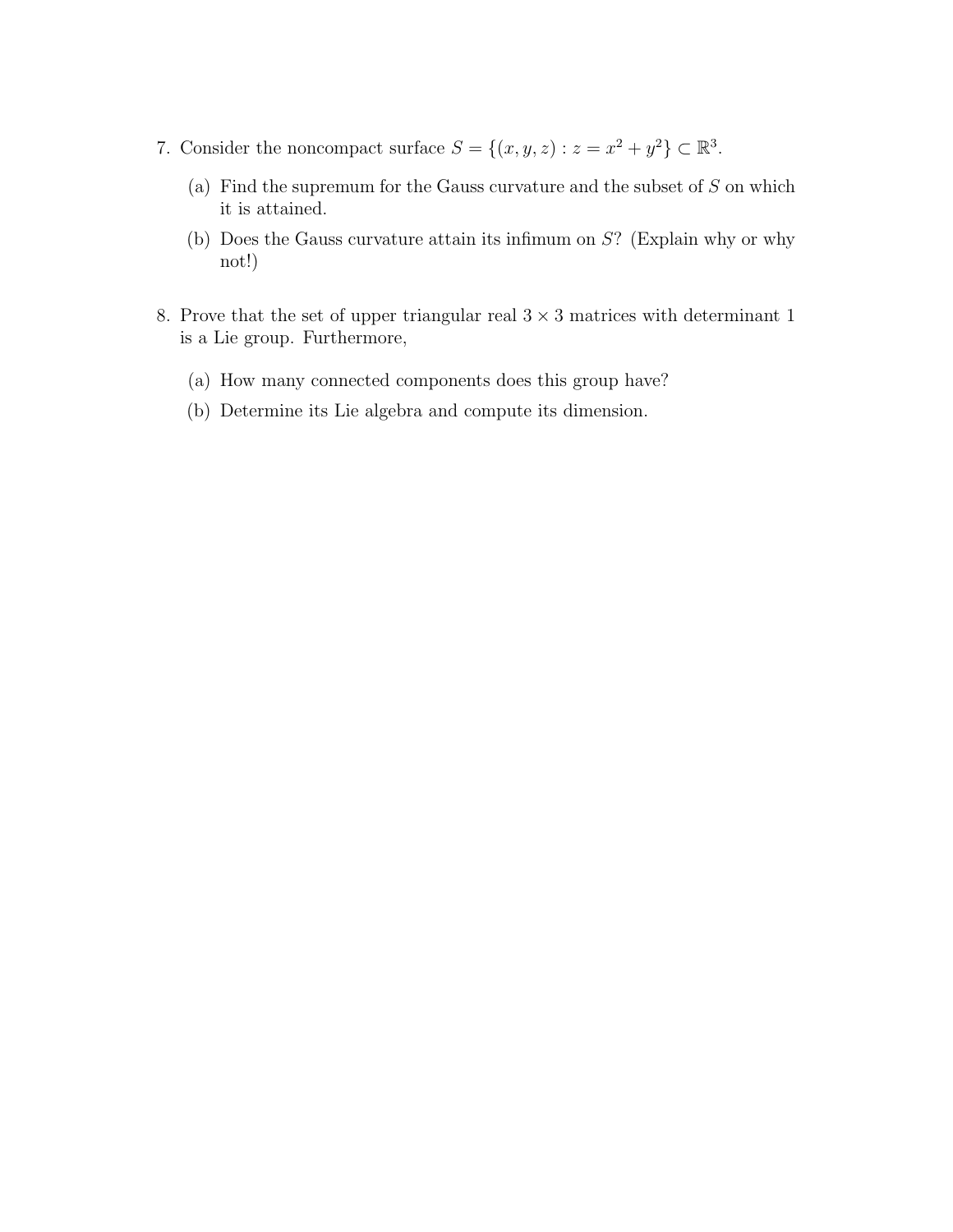7. Consider the noncompact surface $S = \{(x, y, z) : z = x^2 + y^2\} \subset \mathbb{R}^3$.

   (a) Find the supremum for the Gauss curvature and the subset of $S$ on which it is attained.

   (b) Does the Gauss curvature attain its infimum on $S$? (Explain why or why not!)

8. Prove that the set of upper triangular real $3 \times 3$ matrices with determinant 1 is a Lie group. Furthermore,

   (a) How many connected components does this group have?

   (b) Determine its Lie algebra and compute its dimension.